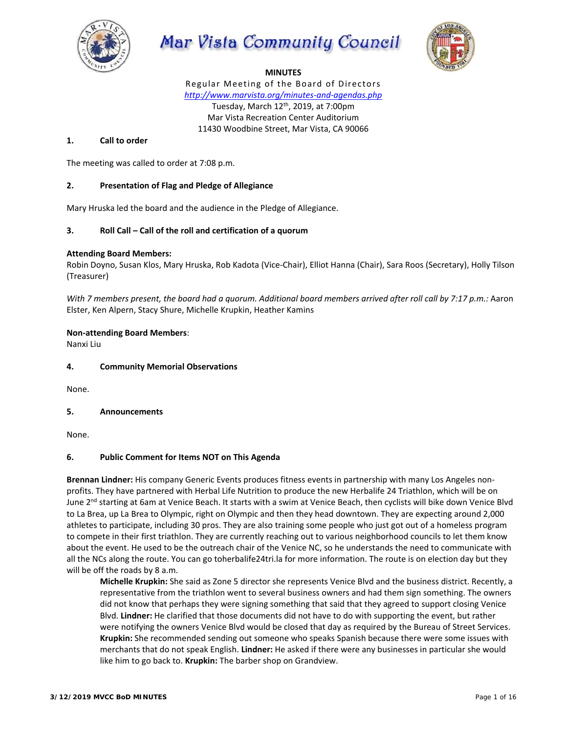# Mar Vista Community Council

**MINUTES**

Regular Meeting of the Board of Directors

*http://www.marvista.org/minutes-and-agendas.php*

Tuesday, March 12th, 2019, at 7:00pm

Mar Vista Recreation Center Auditorium

11430 Woodbine Street, Mar Vista, CA 90066

## 1. Call to order

The meeting was called to order at 7:08 p.m.

## 2. Presentation of Flag and Pledge of Allegiance

Mary Hruska led the board and the audience in the Pledge of Allegiance.

## 3. Roll Call – Call of the roll and certification of a quorum

**Attending Board Members:**
Robin Doyno, Susan Klos, Mary Hruska, Rob Kadota (Vice-Chair), Elliot Hanna (Chair), Sara Roos (Secretary), Holly Tilson (Treasurer)

*With 7 members present, the board had a quorum. Additional board members arrived after roll call by 7:17 p.m.:* Aaron Elster, Ken Alpern, Stacy Shure, Michelle Krupkin, Heather Kamins

**Non-attending Board Members**:
Nanxi Liu

## 4. Community Memorial Observations

None.

## 5. Announcements

None.

## 6. Public Comment for Items NOT on This Agenda

**Brennan Lindner:** His company Generic Events produces fitness events in partnership with many Los Angeles non-profits. They have partnered with Herbal Life Nutrition to produce the new Herbalife 24 Triathlon, which will be on June 2nd starting at 6am at Venice Beach. It starts with a swim at Venice Beach, then cyclists will bike down Venice Blvd to La Brea, up La Brea to Olympic, right on Olympic and then they head downtown. They are expecting around 2,000 athletes to participate, including 30 pros. They are also training some people who just got out of a homeless program to compete in their first triathlon. They are currently reaching out to various neighborhood councils to let them know about the event. He used to be the outreach chair of the Venice NC, so he understands the need to communicate with all the NCs along the route. You can go toherbalife24tri.la for more information. The route is on election day but they will be off the roads by 8 a.m.

> **Michelle Krupkin:** She said as Zone 5 director she represents Venice Blvd and the business district. Recently, a representative from the triathlon went to several business owners and had them sign something. The owners did not know that perhaps they were signing something that said that they agreed to support closing Venice Blvd. **Lindner:** He clarified that those documents did not have to do with supporting the event, but rather were notifying the owners Venice Blvd would be closed that day as required by the Bureau of Street Services. **Krupkin:** She recommended sending out someone who speaks Spanish because there were some issues with merchants that do not speak English. **Lindner:** He asked if there were any businesses in particular she would like him to go back to. **Krupkin:** The barber shop on Grandview.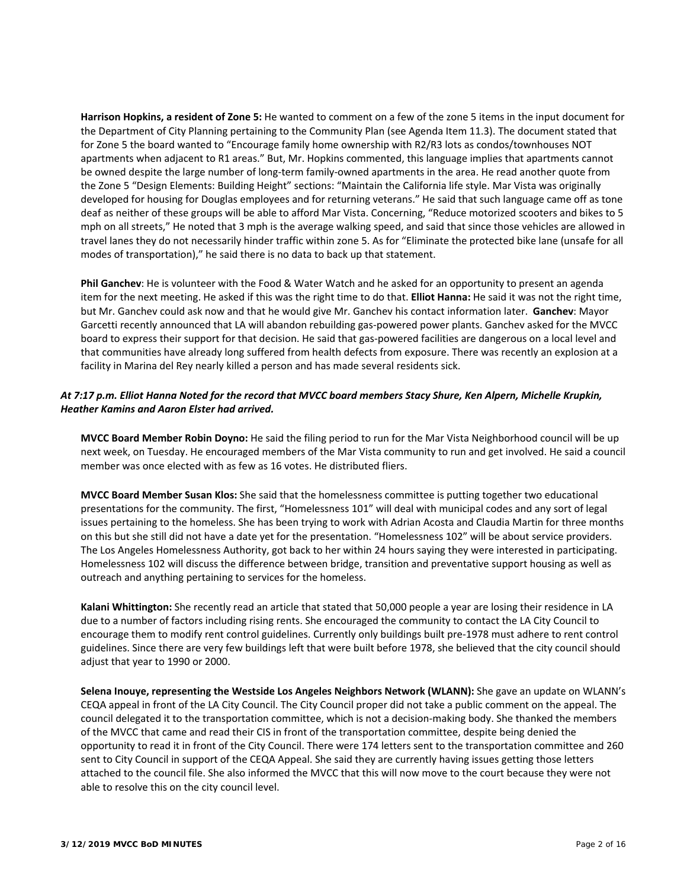**Harrison Hopkins, a resident of Zone 5:** He wanted to comment on a few of the zone 5 items in the input document for the Department of City Planning pertaining to the Community Plan (see Agenda Item 11.3). The document stated that for Zone 5 the board wanted to "Encourage family home ownership with R2/R3 lots as condos/townhouses NOT apartments when adjacent to R1 areas." But, Mr. Hopkins commented, this language implies that apartments cannot be owned despite the large number of long-term family-owned apartments in the area. He read another quote from the Zone 5 "Design Elements: Building Height" sections: "Maintain the California life style. Mar Vista was originally developed for housing for Douglas employees and for returning veterans." He said that such language came off as tone deaf as neither of these groups will be able to afford Mar Vista. Concerning, "Reduce motorized scooters and bikes to 5 mph on all streets," He noted that 3 mph is the average walking speed, and said that since those vehicles are allowed in travel lanes they do not necessarily hinder traffic within zone 5. As for "Eliminate the protected bike lane (unsafe for all modes of transportation)," he said there is no data to back up that statement.

**Phil Ganchev**: He is volunteer with the Food & Water Watch and he asked for an opportunity to present an agenda item for the next meeting. He asked if this was the right time to do that. **Elliot Hanna:** He said it was not the right time, but Mr. Ganchev could ask now and that he would give Mr. Ganchev his contact information later. **Ganchev**: Mayor Garcetti recently announced that LA will abandon rebuilding gas-powered power plants. Ganchev asked for the MVCC board to express their support for that decision. He said that gas-powered facilities are dangerous on a local level and that communities have already long suffered from health defects from exposure. There was recently an explosion at a facility in Marina del Rey nearly killed a person and has made several residents sick.

***At 7:17 p.m. Elliot Hanna Noted for the record that MVCC board members Stacy Shure, Ken Alpern, Michelle Krupkin, Heather Kamins and Aaron Elster had arrived.***

**MVCC Board Member Robin Doyno:** He said the filing period to run for the Mar Vista Neighborhood council will be up next week, on Tuesday. He encouraged members of the Mar Vista community to run and get involved. He said a council member was once elected with as few as 16 votes. He distributed fliers.

**MVCC Board Member Susan Klos:** She said that the homelessness committee is putting together two educational presentations for the community. The first, "Homelessness 101" will deal with municipal codes and any sort of legal issues pertaining to the homeless. She has been trying to work with Adrian Acosta and Claudia Martin for three months on this but she still did not have a date yet for the presentation. "Homelessness 102" will be about service providers. The Los Angeles Homelessness Authority, got back to her within 24 hours saying they were interested in participating. Homelessness 102 will discuss the difference between bridge, transition and preventative support housing as well as outreach and anything pertaining to services for the homeless.

**Kalani Whittington:** She recently read an article that stated that 50,000 people a year are losing their residence in LA due to a number of factors including rising rents. She encouraged the community to contact the LA City Council to encourage them to modify rent control guidelines. Currently only buildings built pre-1978 must adhere to rent control guidelines. Since there are very few buildings left that were built before 1978, she believed that the city council should adjust that year to 1990 or 2000.

**Selena Inouye, representing the Westside Los Angeles Neighbors Network (WLANN):** She gave an update on WLANN's CEQA appeal in front of the LA City Council. The City Council proper did not take a public comment on the appeal. The council delegated it to the transportation committee, which is not a decision-making body. She thanked the members of the MVCC that came and read their CIS in front of the transportation committee, despite being denied the opportunity to read it in front of the City Council. There were 174 letters sent to the transportation committee and 260 sent to City Council in support of the CEQA Appeal. She said they are currently having issues getting those letters attached to the council file. She also informed the MVCC that this will now move to the court because they were not able to resolve this on the city council level.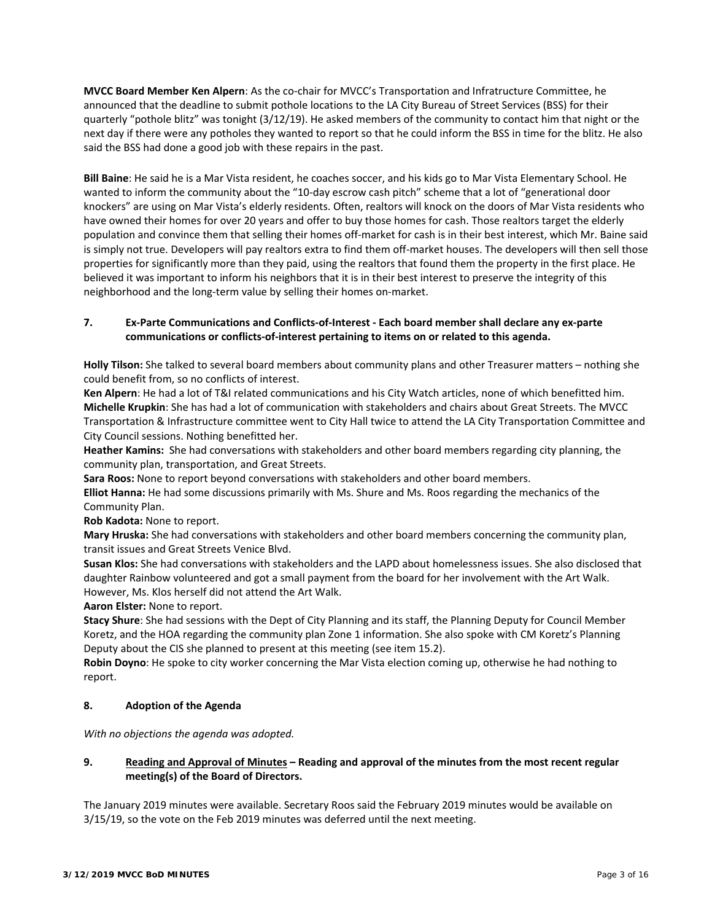**MVCC Board Member Ken Alpern**: As the co-chair for MVCC's Transportation and Infratructure Committee, he announced that the deadline to submit pothole locations to the LA City Bureau of Street Services (BSS) for their quarterly "pothole blitz" was tonight (3/12/19). He asked members of the community to contact him that night or the next day if there were any potholes they wanted to report so that he could inform the BSS in time for the blitz. He also said the BSS had done a good job with these repairs in the past.

**Bill Baine**: He said he is a Mar Vista resident, he coaches soccer, and his kids go to Mar Vista Elementary School. He wanted to inform the community about the "10-day escrow cash pitch" scheme that a lot of "generational door knockers" are using on Mar Vista's elderly residents. Often, realtors will knock on the doors of Mar Vista residents who have owned their homes for over 20 years and offer to buy those homes for cash. Those realtors target the elderly population and convince them that selling their homes off-market for cash is in their best interest, which Mr. Baine said is simply not true. Developers will pay realtors extra to find them off-market houses. The developers will then sell those properties for significantly more than they paid, using the realtors that found them the property in the first place. He believed it was important to inform his neighbors that it is in their best interest to preserve the integrity of this neighborhood and the long-term value by selling their homes on-market.

## 7. Ex-Parte Communications and Conflicts-of-Interest - Each board member shall declare any ex-parte communications or conflicts-of-interest pertaining to items on or related to this agenda.

**Holly Tilson:** She talked to several board members about community plans and other Treasurer matters – nothing she could benefit from, so no conflicts of interest.
**Ken Alpern**: He had a lot of T&I related communications and his City Watch articles, none of which benefitted him.
**Michelle Krupkin**: She has had a lot of communication with stakeholders and chairs about Great Streets. The MVCC Transportation & Infrastructure committee went to City Hall twice to attend the LA City Transportation Committee and City Council sessions. Nothing benefitted her.
**Heather Kamins:** She had conversations with stakeholders and other board members regarding city planning, the community plan, transportation, and Great Streets.
**Sara Roos:** None to report beyond conversations with stakeholders and other board members.
**Elliot Hanna:** He had some discussions primarily with Ms. Shure and Ms. Roos regarding the mechanics of the Community Plan.
**Rob Kadota:** None to report.
**Mary Hruska:** She had conversations with stakeholders and other board members concerning the community plan, transit issues and Great Streets Venice Blvd.
**Susan Klos:** She had conversations with stakeholders and the LAPD about homelessness issues. She also disclosed that daughter Rainbow volunteered and got a small payment from the board for her involvement with the Art Walk. However, Ms. Klos herself did not attend the Art Walk.
**Aaron Elster:** None to report.
**Stacy Shure**: She had sessions with the Dept of City Planning and its staff, the Planning Deputy for Council Member Koretz, and the HOA regarding the community plan Zone 1 information. She also spoke with CM Koretz's Planning Deputy about the CIS she planned to present at this meeting (see item 15.2).
**Robin Doyno**: He spoke to city worker concerning the Mar Vista election coming up, otherwise he had nothing to report.

## 8. Adoption of the Agenda

*With no objections the agenda was adopted.*

## 9. Reading and Approval of Minutes – Reading and approval of the minutes from the most recent regular meeting(s) of the Board of Directors.

The January 2019 minutes were available. Secretary Roos said the February 2019 minutes would be available on 3/15/19, so the vote on the Feb 2019 minutes was deferred until the next meeting.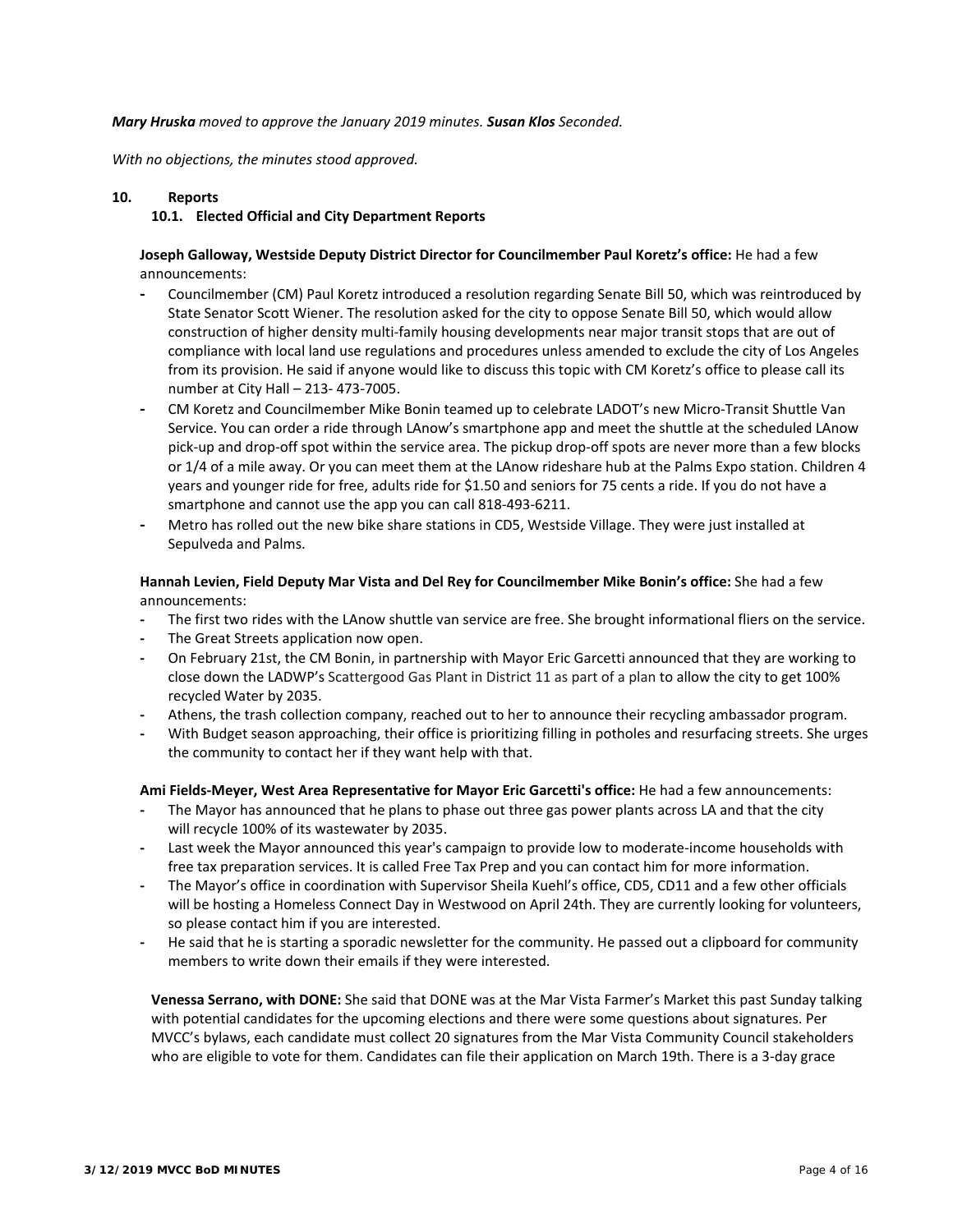***Mary Hruska*** *moved to approve the January 2019 minutes.* ***Susan Klos*** *Seconded.*

*With no objections, the minutes stood approved.*

**10. Reports**

**10.1. Elected Official and City Department Reports**

**Joseph Galloway, Westside Deputy District Director for Councilmember Paul Koretz's office:** He had a few announcements:

- Councilmember (CM) Paul Koretz introduced a resolution regarding Senate Bill 50, which was reintroduced by State Senator Scott Wiener. The resolution asked for the city to oppose Senate Bill 50, which would allow construction of higher density multi-family housing developments near major transit stops that are out of compliance with local land use regulations and procedures unless amended to exclude the city of Los Angeles from its provision. He said if anyone would like to discuss this topic with CM Koretz's office to please call its number at City Hall – 213- 473-7005.
- CM Koretz and Councilmember Mike Bonin teamed up to celebrate LADOT's new Micro-Transit Shuttle Van Service. You can order a ride through LAnow's smartphone app and meet the shuttle at the scheduled LAnow pick-up and drop-off spot within the service area. The pickup drop-off spots are never more than a few blocks or 1/4 of a mile away. Or you can meet them at the LAnow rideshare hub at the Palms Expo station. Children 4 years and younger ride for free, adults ride for $1.50 and seniors for 75 cents a ride. If you do not have a smartphone and cannot use the app you can call 818-493-6211.
- Metro has rolled out the new bike share stations in CD5, Westside Village. They were just installed at Sepulveda and Palms.

**Hannah Levien, Field Deputy Mar Vista and Del Rey for Councilmember Mike Bonin's office:** She had a few announcements:

- The first two rides with the LAnow shuttle van service are free. She brought informational fliers on the service.
- The Great Streets application now open.
- On February 21st, the CM Bonin, in partnership with Mayor Eric Garcetti announced that they are working to close down the LADWP's Scattergood Gas Plant in District 11 as part of a plan to allow the city to get 100% recycled Water by 2035.
- Athens, the trash collection company, reached out to her to announce their recycling ambassador program.
- With Budget season approaching, their office is prioritizing filling in potholes and resurfacing streets. She urges the community to contact her if they want help with that.

**Ami Fields-Meyer, West Area Representative for Mayor Eric Garcetti's office:** He had a few announcements:

- The Mayor has announced that he plans to phase out three gas power plants across LA and that the city will recycle 100% of its wastewater by 2035.
- Last week the Mayor announced this year's campaign to provide low to moderate-income households with free tax preparation services. It is called Free Tax Prep and you can contact him for more information.
- The Mayor's office in coordination with Supervisor Sheila Kuehl's office, CD5, CD11 and a few other officials will be hosting a Homeless Connect Day in Westwood on April 24th. They are currently looking for volunteers, so please contact him if you are interested.
- He said that he is starting a sporadic newsletter for the community. He passed out a clipboard for community members to write down their emails if they were interested.

**Venessa Serrano, with DONE:** She said that DONE was at the Mar Vista Farmer's Market this past Sunday talking with potential candidates for the upcoming elections and there were some questions about signatures. Per MVCC's bylaws, each candidate must collect 20 signatures from the Mar Vista Community Council stakeholders who are eligible to vote for them. Candidates can file their application on March 19th. There is a 3-day grace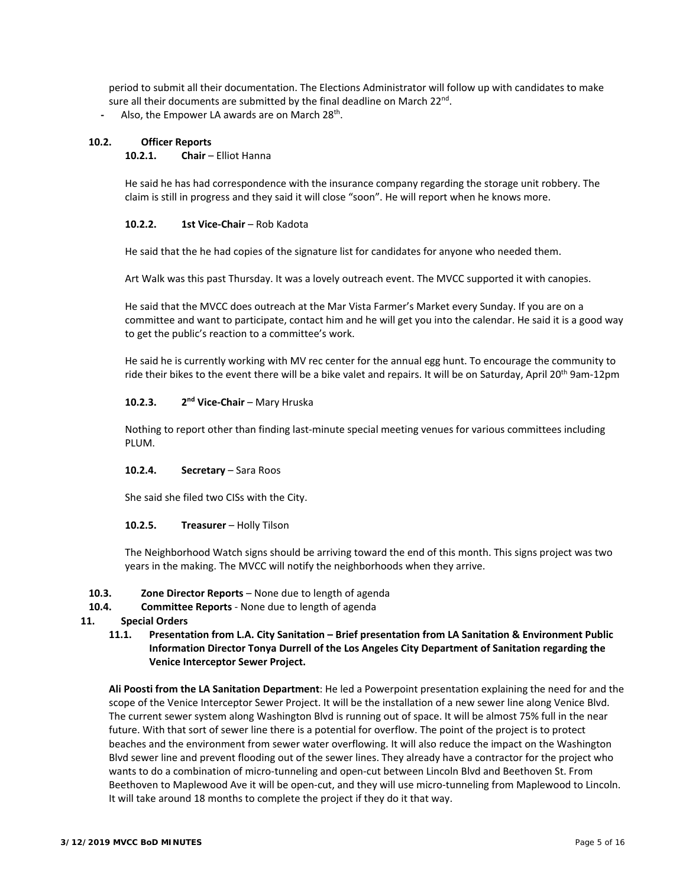period to submit all their documentation. The Elections Administrator will follow up with candidates to make sure all their documents are submitted by the final deadline on March 22nd.

- Also, the Empower LA awards are on March 28th.

**10.2. Officer Reports**

**10.2.1. Chair** – Elliot Hanna

He said he has had correspondence with the insurance company regarding the storage unit robbery. The claim is still in progress and they said it will close "soon". He will report when he knows more.

**10.2.2. 1st Vice-Chair** – Rob Kadota

He said that the he had copies of the signature list for candidates for anyone who needed them.

Art Walk was this past Thursday. It was a lovely outreach event. The MVCC supported it with canopies.

He said that the MVCC does outreach at the Mar Vista Farmer's Market every Sunday. If you are on a committee and want to participate, contact him and he will get you into the calendar. He said it is a good way to get the public's reaction to a committee's work.

He said he is currently working with MV rec center for the annual egg hunt. To encourage the community to ride their bikes to the event there will be a bike valet and repairs. It will be on Saturday, April 20th 9am-12pm

**10.2.3. 2nd Vice-Chair** – Mary Hruska

Nothing to report other than finding last-minute special meeting venues for various committees including PLUM.

**10.2.4. Secretary** – Sara Roos

She said she filed two CISs with the City.

**10.2.5. Treasurer** – Holly Tilson

The Neighborhood Watch signs should be arriving toward the end of this month. This signs project was two years in the making. The MVCC will notify the neighborhoods when they arrive.

**10.3. Zone Director Reports** – None due to length of agenda

**10.4. Committee Reports** - None due to length of agenda

**11. Special Orders**

**11.1. Presentation from L.A. City Sanitation – Brief presentation from LA Sanitation & Environment Public Information Director Tonya Durrell of the Los Angeles City Department of Sanitation regarding the Venice Interceptor Sewer Project.**

**Ali Poosti from the LA Sanitation Department**: He led a Powerpoint presentation explaining the need for and the scope of the Venice Interceptor Sewer Project. It will be the installation of a new sewer line along Venice Blvd. The current sewer system along Washington Blvd is running out of space. It will be almost 75% full in the near future. With that sort of sewer line there is a potential for overflow. The point of the project is to protect beaches and the environment from sewer water overflowing. It will also reduce the impact on the Washington Blvd sewer line and prevent flooding out of the sewer lines. They already have a contractor for the project who wants to do a combination of micro-tunneling and open-cut between Lincoln Blvd and Beethoven St. From Beethoven to Maplewood Ave it will be open-cut, and they will use micro-tunneling from Maplewood to Lincoln. It will take around 18 months to complete the project if they do it that way.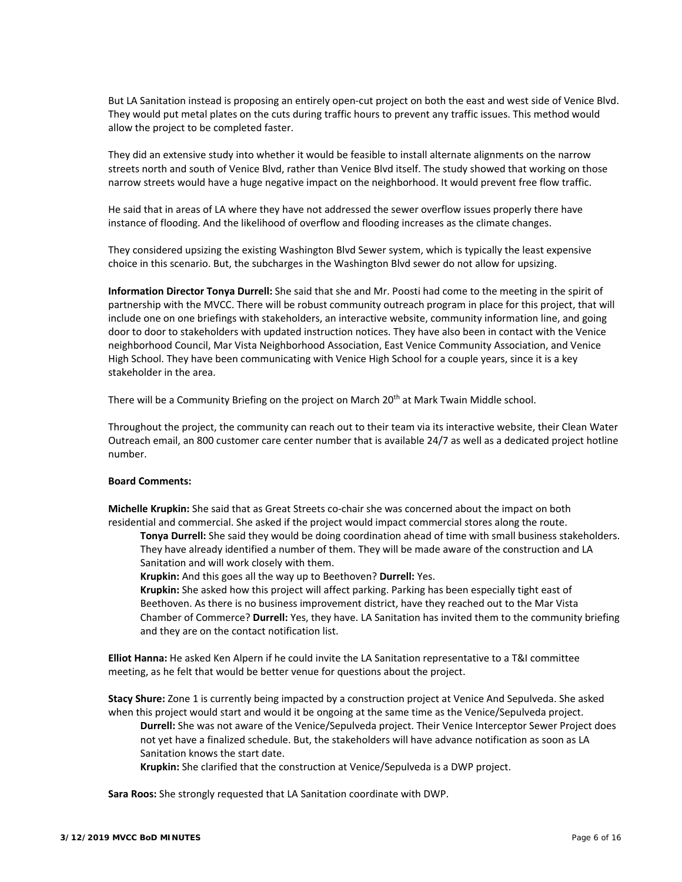But LA Sanitation instead is proposing an entirely open-cut project on both the east and west side of Venice Blvd. They would put metal plates on the cuts during traffic hours to prevent any traffic issues. This method would allow the project to be completed faster.

They did an extensive study into whether it would be feasible to install alternate alignments on the narrow streets north and south of Venice Blvd, rather than Venice Blvd itself. The study showed that working on those narrow streets would have a huge negative impact on the neighborhood. It would prevent free flow traffic.

He said that in areas of LA where they have not addressed the sewer overflow issues properly there have instance of flooding. And the likelihood of overflow and flooding increases as the climate changes.

They considered upsizing the existing Washington Blvd Sewer system, which is typically the least expensive choice in this scenario. But, the subcharges in the Washington Blvd sewer do not allow for upsizing.

**Information Director Tonya Durrell:** She said that she and Mr. Poosti had come to the meeting in the spirit of partnership with the MVCC. There will be robust community outreach program in place for this project, that will include one on one briefings with stakeholders, an interactive website, community information line, and going door to door to stakeholders with updated instruction notices. They have also been in contact with the Venice neighborhood Council, Mar Vista Neighborhood Association, East Venice Community Association, and Venice High School. They have been communicating with Venice High School for a couple years, since it is a key stakeholder in the area.

There will be a Community Briefing on the project on March 20th at Mark Twain Middle school.

Throughout the project, the community can reach out to their team via its interactive website, their Clean Water Outreach email, an 800 customer care center number that is available 24/7 as well as a dedicated project hotline number.

**Board Comments:**

**Michelle Krupkin:** She said that as Great Streets co-chair she was concerned about the impact on both residential and commercial. She asked if the project would impact commercial stores along the route.

> **Tonya Durrell:** She said they would be doing coordination ahead of time with small business stakeholders. They have already identified a number of them. They will be made aware of the construction and LA Sanitation and will work closely with them.
>
> **Krupkin:** And this goes all the way up to Beethoven? **Durrell:** Yes.
>
> **Krupkin:** She asked how this project will affect parking. Parking has been especially tight east of Beethoven. As there is no business improvement district, have they reached out to the Mar Vista Chamber of Commerce? **Durrell:** Yes, they have. LA Sanitation has invited them to the community briefing and they are on the contact notification list.

**Elliot Hanna:** He asked Ken Alpern if he could invite the LA Sanitation representative to a T&I committee meeting, as he felt that would be better venue for questions about the project.

**Stacy Shure:** Zone 1 is currently being impacted by a construction project at Venice And Sepulveda. She asked when this project would start and would it be ongoing at the same time as the Venice/Sepulveda project.

> **Durrell:** She was not aware of the Venice/Sepulveda project. Their Venice Interceptor Sewer Project does not yet have a finalized schedule. But, the stakeholders will have advance notification as soon as LA Sanitation knows the start date.
>
> **Krupkin:** She clarified that the construction at Venice/Sepulveda is a DWP project.

**Sara Roos:** She strongly requested that LA Sanitation coordinate with DWP.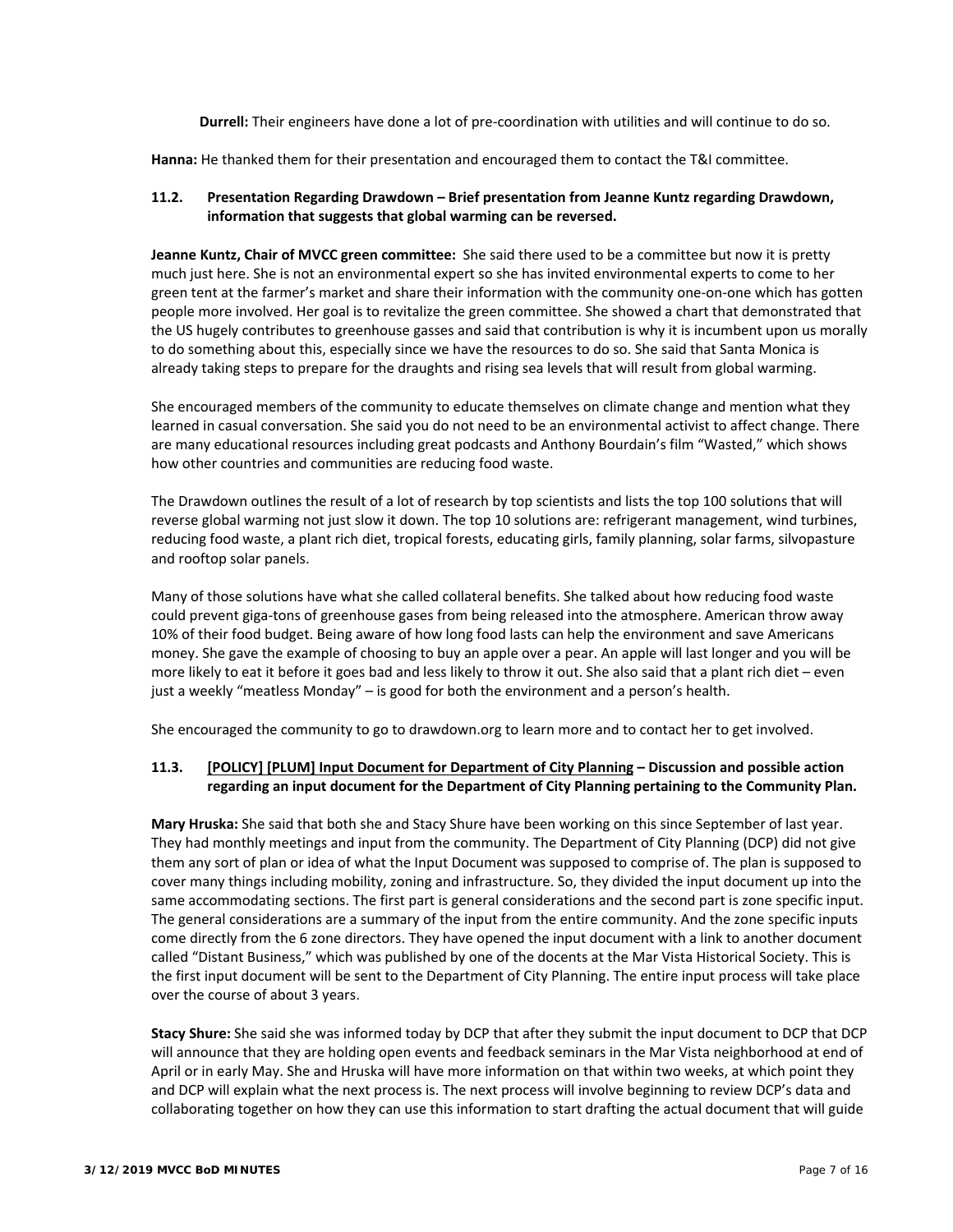**Durrell:** Their engineers have done a lot of pre-coordination with utilities and will continue to do so.

**Hanna:** He thanked them for their presentation and encouraged them to contact the T&I committee.

**11.2. Presentation Regarding Drawdown – Brief presentation from Jeanne Kuntz regarding Drawdown, information that suggests that global warming can be reversed.**

**Jeanne Kuntz, Chair of MVCC green committee:** She said there used to be a committee but now it is pretty much just here. She is not an environmental expert so she has invited environmental experts to come to her green tent at the farmer's market and share their information with the community one-on-one which has gotten people more involved. Her goal is to revitalize the green committee. She showed a chart that demonstrated that the US hugely contributes to greenhouse gasses and said that contribution is why it is incumbent upon us morally to do something about this, especially since we have the resources to do so. She said that Santa Monica is already taking steps to prepare for the draughts and rising sea levels that will result from global warming.

She encouraged members of the community to educate themselves on climate change and mention what they learned in casual conversation. She said you do not need to be an environmental activist to affect change. There are many educational resources including great podcasts and Anthony Bourdain's film "Wasted," which shows how other countries and communities are reducing food waste.

The Drawdown outlines the result of a lot of research by top scientists and lists the top 100 solutions that will reverse global warming not just slow it down. The top 10 solutions are: refrigerant management, wind turbines, reducing food waste, a plant rich diet, tropical forests, educating girls, family planning, solar farms, silvopasture and rooftop solar panels.

Many of those solutions have what she called collateral benefits. She talked about how reducing food waste could prevent giga-tons of greenhouse gases from being released into the atmosphere. American throw away 10% of their food budget. Being aware of how long food lasts can help the environment and save Americans money. She gave the example of choosing to buy an apple over a pear. An apple will last longer and you will be more likely to eat it before it goes bad and less likely to throw it out. She also said that a plant rich diet – even just a weekly "meatless Monday" – is good for both the environment and a person's health.

She encouraged the community to go to drawdown.org to learn more and to contact her to get involved.

**11.3. [POLICY] [PLUM] Input Document for Department of City Planning – Discussion and possible action regarding an input document for the Department of City Planning pertaining to the Community Plan.**

**Mary Hruska:** She said that both she and Stacy Shure have been working on this since September of last year. They had monthly meetings and input from the community. The Department of City Planning (DCP) did not give them any sort of plan or idea of what the Input Document was supposed to comprise of. The plan is supposed to cover many things including mobility, zoning and infrastructure. So, they divided the input document up into the same accommodating sections. The first part is general considerations and the second part is zone specific input. The general considerations are a summary of the input from the entire community. And the zone specific inputs come directly from the 6 zone directors. They have opened the input document with a link to another document called "Distant Business," which was published by one of the docents at the Mar Vista Historical Society. This is the first input document will be sent to the Department of City Planning. The entire input process will take place over the course of about 3 years.

**Stacy Shure:** She said she was informed today by DCP that after they submit the input document to DCP that DCP will announce that they are holding open events and feedback seminars in the Mar Vista neighborhood at end of April or in early May. She and Hruska will have more information on that within two weeks, at which point they and DCP will explain what the next process is. The next process will involve beginning to review DCP's data and collaborating together on how they can use this information to start drafting the actual document that will guide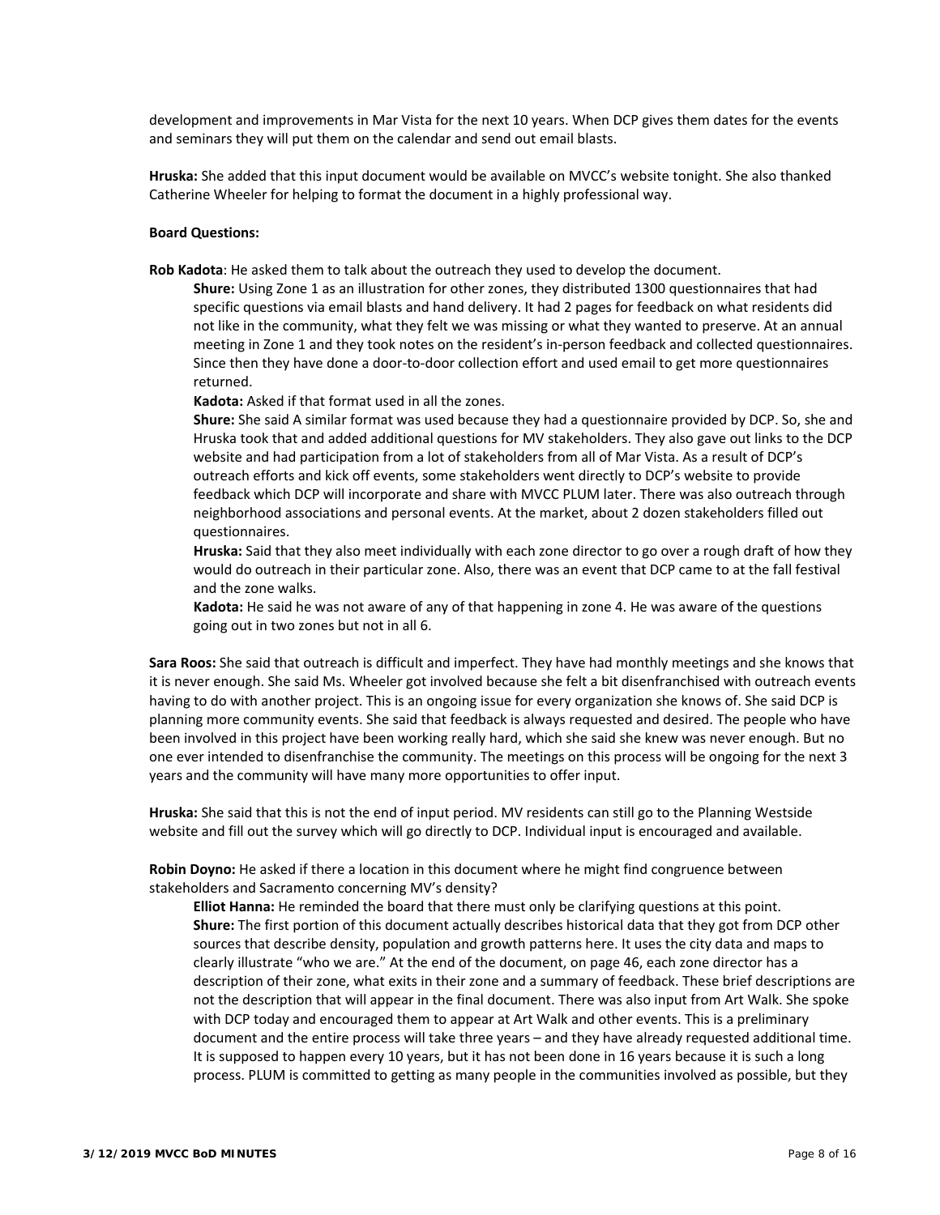development and improvements in Mar Vista for the next 10 years. When DCP gives them dates for the events and seminars they will put them on the calendar and send out email blasts.

**Hruska:** She added that this input document would be available on MVCC's website tonight. She also thanked Catherine Wheeler for helping to format the document in a highly professional way.

**Board Questions:**

**Rob Kadota**: He asked them to talk about the outreach they used to develop the document.

> **Shure:** Using Zone 1 as an illustration for other zones, they distributed 1300 questionnaires that had specific questions via email blasts and hand delivery. It had 2 pages for feedback on what residents did not like in the community, what they felt we was missing or what they wanted to preserve. At an annual meeting in Zone 1 and they took notes on the resident's in-person feedback and collected questionnaires. Since then they have done a door-to-door collection effort and used email to get more questionnaires returned.
>
> **Kadota:** Asked if that format used in all the zones.
>
> **Shure:** She said A similar format was used because they had a questionnaire provided by DCP. So, she and Hruska took that and added additional questions for MV stakeholders. They also gave out links to the DCP website and had participation from a lot of stakeholders from all of Mar Vista. As a result of DCP's outreach efforts and kick off events, some stakeholders went directly to DCP's website to provide feedback which DCP will incorporate and share with MVCC PLUM later. There was also outreach through neighborhood associations and personal events. At the market, about 2 dozen stakeholders filled out questionnaires.
>
> **Hruska:** Said that they also meet individually with each zone director to go over a rough draft of how they would do outreach in their particular zone. Also, there was an event that DCP came to at the fall festival and the zone walks.
>
> **Kadota:** He said he was not aware of any of that happening in zone 4. He was aware of the questions going out in two zones but not in all 6.

**Sara Roos:** She said that outreach is difficult and imperfect. They have had monthly meetings and she knows that it is never enough. She said Ms. Wheeler got involved because she felt a bit disenfranchised with outreach events having to do with another project. This is an ongoing issue for every organization she knows of. She said DCP is planning more community events. She said that feedback is always requested and desired. The people who have been involved in this project have been working really hard, which she said she knew was never enough. But no one ever intended to disenfranchise the community. The meetings on this process will be ongoing for the next 3 years and the community will have many more opportunities to offer input.

**Hruska:** She said that this is not the end of input period. MV residents can still go to the Planning Westside website and fill out the survey which will go directly to DCP. Individual input is encouraged and available.

**Robin Doyno:** He asked if there a location in this document where he might find congruence between stakeholders and Sacramento concerning MV's density?

> **Elliot Hanna:** He reminded the board that there must only be clarifying questions at this point.
>
> **Shure:** The first portion of this document actually describes historical data that they got from DCP other sources that describe density, population and growth patterns here. It uses the city data and maps to clearly illustrate "who we are." At the end of the document, on page 46, each zone director has a description of their zone, what exits in their zone and a summary of feedback. These brief descriptions are not the description that will appear in the final document. There was also input from Art Walk. She spoke with DCP today and encouraged them to appear at Art Walk and other events. This is a preliminary document and the entire process will take three years – and they have already requested additional time. It is supposed to happen every 10 years, but it has not been done in 16 years because it is such a long process. PLUM is committed to getting as many people in the communities involved as possible, but they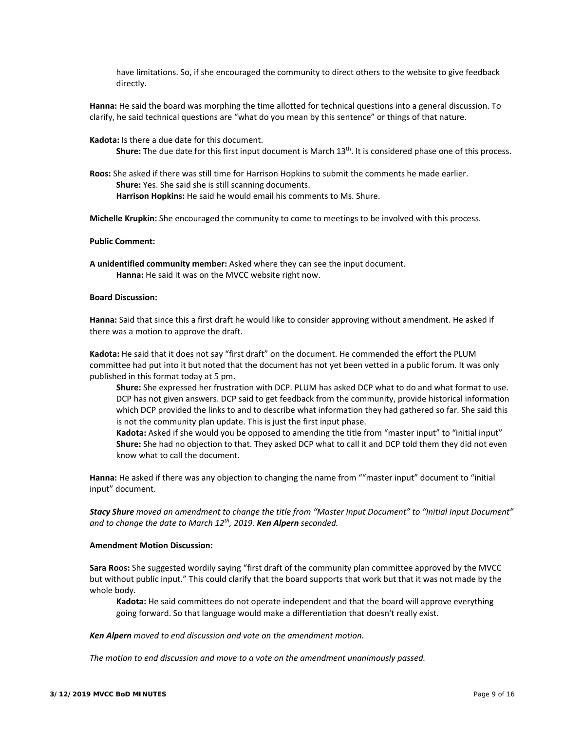have limitations. So, if she encouraged the community to direct others to the website to give feedback directly.

**Hanna:** He said the board was morphing the time allotted for technical questions into a general discussion. To clarify, he said technical questions are "what do you mean by this sentence" or things of that nature.

**Kadota:** Is there a due date for this document.

> **Shure:** The due date for this first input document is March 13th. It is considered phase one of this process.

**Roos:** She asked if there was still time for Harrison Hopkins to submit the comments he made earlier.

> **Shure:** Yes. She said she is still scanning documents.
>
> **Harrison Hopkins:** He said he would email his comments to Ms. Shure.

**Michelle Krupkin:** She encouraged the community to come to meetings to be involved with this process.

**Public Comment:**

**A unidentified community member:** Asked where they can see the input document.

> **Hanna:** He said it was on the MVCC website right now.

**Board Discussion:**

**Hanna:** Said that since this a first draft he would like to consider approving without amendment. He asked if there was a motion to approve the draft.

**Kadota:** He said that it does not say "first draft" on the document. He commended the effort the PLUM committee had put into it but noted that the document has not yet been vetted in a public forum. It was only published in this format today at 5 pm.

> **Shure:** She expressed her frustration with DCP. PLUM has asked DCP what to do and what format to use. DCP has not given answers. DCP said to get feedback from the community, provide historical information which DCP provided the links to and to describe what information they had gathered so far. She said this is not the community plan update. This is just the first input phase.
>
> **Kadota:** Asked if she would you be opposed to amending the title from "master input" to "initial input"
>
> **Shure:** She had no objection to that. They asked DCP what to call it and DCP told them they did not even know what to call the document.

**Hanna:** He asked if there was any objection to changing the name from ""master input" document to "initial input" document.

***Stacy Shure*** *moved an amendment to change the title from "Master Input Document" to "Initial Input Document" and to change the date to March 12th, 2019.* ***Ken Alpern*** *seconded.*

**Amendment Motion Discussion:**

**Sara Roos:** She suggested wordily saying "first draft of the community plan committee approved by the MVCC but without public input." This could clarify that the board supports that work but that it was not made by the whole body.

> **Kadota:** He said committees do not operate independent and that the board will approve everything going forward. So that language would make a differentiation that doesn't really exist.

***Ken Alpern*** *moved to end discussion and vote on the amendment motion.*

*The motion to end discussion and move to a vote on the amendment unanimously passed.*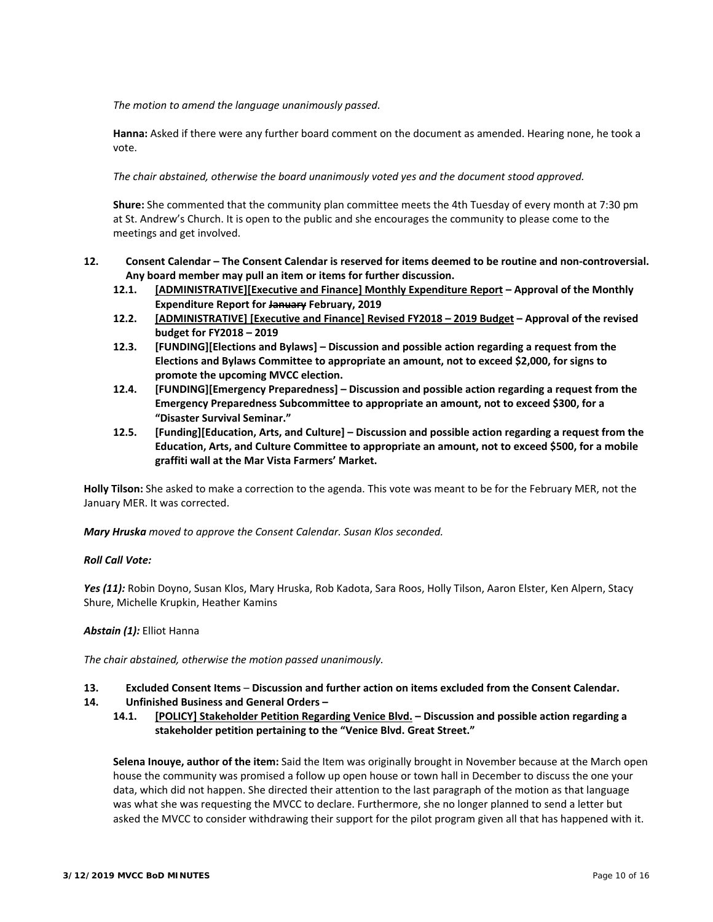*The motion to amend the language unanimously passed.*

**Hanna:** Asked if there were any further board comment on the document as amended. Hearing none, he took a vote.

*The chair abstained, otherwise the board unanimously voted yes and the document stood approved.*

**Shure:** She commented that the community plan committee meets the 4th Tuesday of every month at 7:30 pm at St. Andrew's Church. It is open to the public and she encourages the community to please come to the meetings and get involved.

**12. Consent Calendar – The Consent Calendar is reserved for items deemed to be routine and non-controversial. Any board member may pull an item or items for further discussion.**

- **12.1. [ADMINISTRATIVE][Executive and Finance] Monthly Expenditure Report – Approval of the Monthly Expenditure Report for ~~January~~ February, 2019**
- **12.2. [ADMINISTRATIVE] [Executive and Finance] Revised FY2018 – 2019 Budget – Approval of the revised budget for FY2018 – 2019**
- **12.3. [FUNDING][Elections and Bylaws] – Discussion and possible action regarding a request from the Elections and Bylaws Committee to appropriate an amount, not to exceed $2,000, for signs to promote the upcoming MVCC election.**
- **12.4. [FUNDING][Emergency Preparedness] – Discussion and possible action regarding a request from the Emergency Preparedness Subcommittee to appropriate an amount, not to exceed $300, for a "Disaster Survival Seminar."**
- **12.5. [Funding][Education, Arts, and Culture] – Discussion and possible action regarding a request from the Education, Arts, and Culture Committee to appropriate an amount, not to exceed $500, for a mobile graffiti wall at the Mar Vista Farmers' Market.**

**Holly Tilson:** She asked to make a correction to the agenda. This vote was meant to be for the February MER, not the January MER. It was corrected.

***Mary Hruska** moved to approve the Consent Calendar. Susan Klos seconded.*

***Roll Call Vote:***

***Yes (11):*** Robin Doyno, Susan Klos, Mary Hruska, Rob Kadota, Sara Roos, Holly Tilson, Aaron Elster, Ken Alpern, Stacy Shure, Michelle Krupkin, Heather Kamins

***Abstain (1):*** Elliot Hanna

*The chair abstained, otherwise the motion passed unanimously.*

**13. Excluded Consent Items – Discussion and further action on items excluded from the Consent Calendar.**

**14. Unfinished Business and General Orders –**

- **14.1. [POLICY] Stakeholder Petition Regarding Venice Blvd. – Discussion and possible action regarding a stakeholder petition pertaining to the "Venice Blvd. Great Street."**

**Selena Inouye, author of the item:** Said the Item was originally brought in November because at the March open house the community was promised a follow up open house or town hall in December to discuss the one your data, which did not happen. She directed their attention to the last paragraph of the motion as that language was what she was requesting the MVCC to declare. Furthermore, she no longer planned to send a letter but asked the MVCC to consider withdrawing their support for the pilot program given all that has happened with it.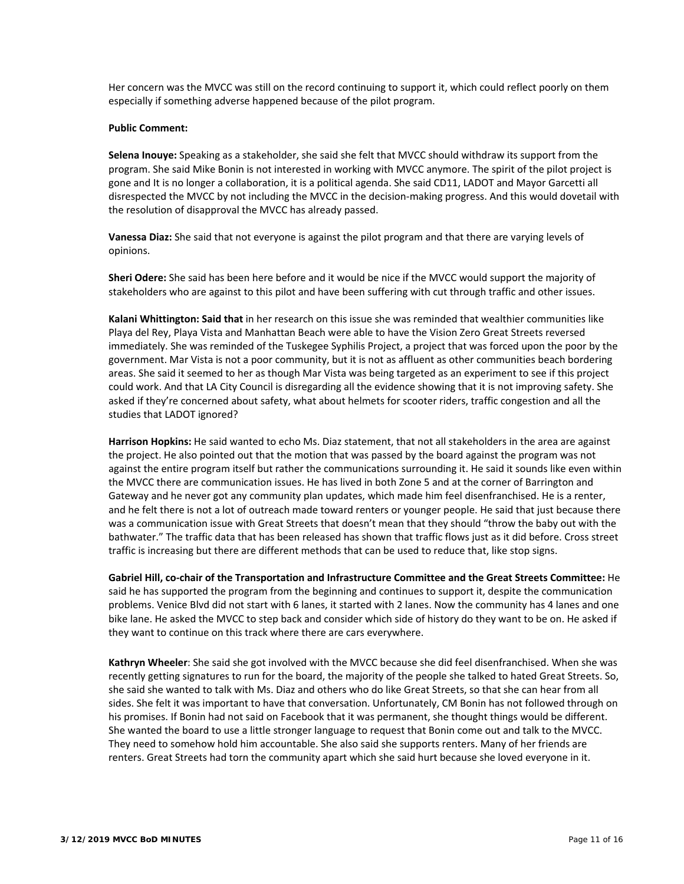Her concern was the MVCC was still on the record continuing to support it, which could reflect poorly on them especially if something adverse happened because of the pilot program.

**Public Comment:**

**Selena Inouye:** Speaking as a stakeholder, she said she felt that MVCC should withdraw its support from the program. She said Mike Bonin is not interested in working with MVCC anymore. The spirit of the pilot project is gone and It is no longer a collaboration, it is a political agenda. She said CD11, LADOT and Mayor Garcetti all disrespected the MVCC by not including the MVCC in the decision-making progress. And this would dovetail with the resolution of disapproval the MVCC has already passed.

**Vanessa Diaz:** She said that not everyone is against the pilot program and that there are varying levels of opinions.

**Sheri Odere:** She said has been here before and it would be nice if the MVCC would support the majority of stakeholders who are against to this pilot and have been suffering with cut through traffic and other issues.

**Kalani Whittington: Said that** in her research on this issue she was reminded that wealthier communities like Playa del Rey, Playa Vista and Manhattan Beach were able to have the Vision Zero Great Streets reversed immediately. She was reminded of the Tuskegee Syphilis Project, a project that was forced upon the poor by the government. Mar Vista is not a poor community, but it is not as affluent as other communities beach bordering areas. She said it seemed to her as though Mar Vista was being targeted as an experiment to see if this project could work. And that LA City Council is disregarding all the evidence showing that it is not improving safety. She asked if they're concerned about safety, what about helmets for scooter riders, traffic congestion and all the studies that LADOT ignored?

**Harrison Hopkins:** He said wanted to echo Ms. Diaz statement, that not all stakeholders in the area are against the project. He also pointed out that the motion that was passed by the board against the program was not against the entire program itself but rather the communications surrounding it. He said it sounds like even within the MVCC there are communication issues. He has lived in both Zone 5 and at the corner of Barrington and Gateway and he never got any community plan updates, which made him feel disenfranchised. He is a renter, and he felt there is not a lot of outreach made toward renters or younger people. He said that just because there was a communication issue with Great Streets that doesn't mean that they should "throw the baby out with the bathwater." The traffic data that has been released has shown that traffic flows just as it did before. Cross street traffic is increasing but there are different methods that can be used to reduce that, like stop signs.

**Gabriel Hill, co-chair of the Transportation and Infrastructure Committee and the Great Streets Committee:** He said he has supported the program from the beginning and continues to support it, despite the communication problems. Venice Blvd did not start with 6 lanes, it started with 2 lanes. Now the community has 4 lanes and one bike lane. He asked the MVCC to step back and consider which side of history do they want to be on. He asked if they want to continue on this track where there are cars everywhere.

**Kathryn Wheeler**: She said she got involved with the MVCC because she did feel disenfranchised. When she was recently getting signatures to run for the board, the majority of the people she talked to hated Great Streets. So, she said she wanted to talk with Ms. Diaz and others who do like Great Streets, so that she can hear from all sides. She felt it was important to have that conversation. Unfortunately, CM Bonin has not followed through on his promises. If Bonin had not said on Facebook that it was permanent, she thought things would be different. She wanted the board to use a little stronger language to request that Bonin come out and talk to the MVCC. They need to somehow hold him accountable. She also said she supports renters. Many of her friends are renters. Great Streets had torn the community apart which she said hurt because she loved everyone in it.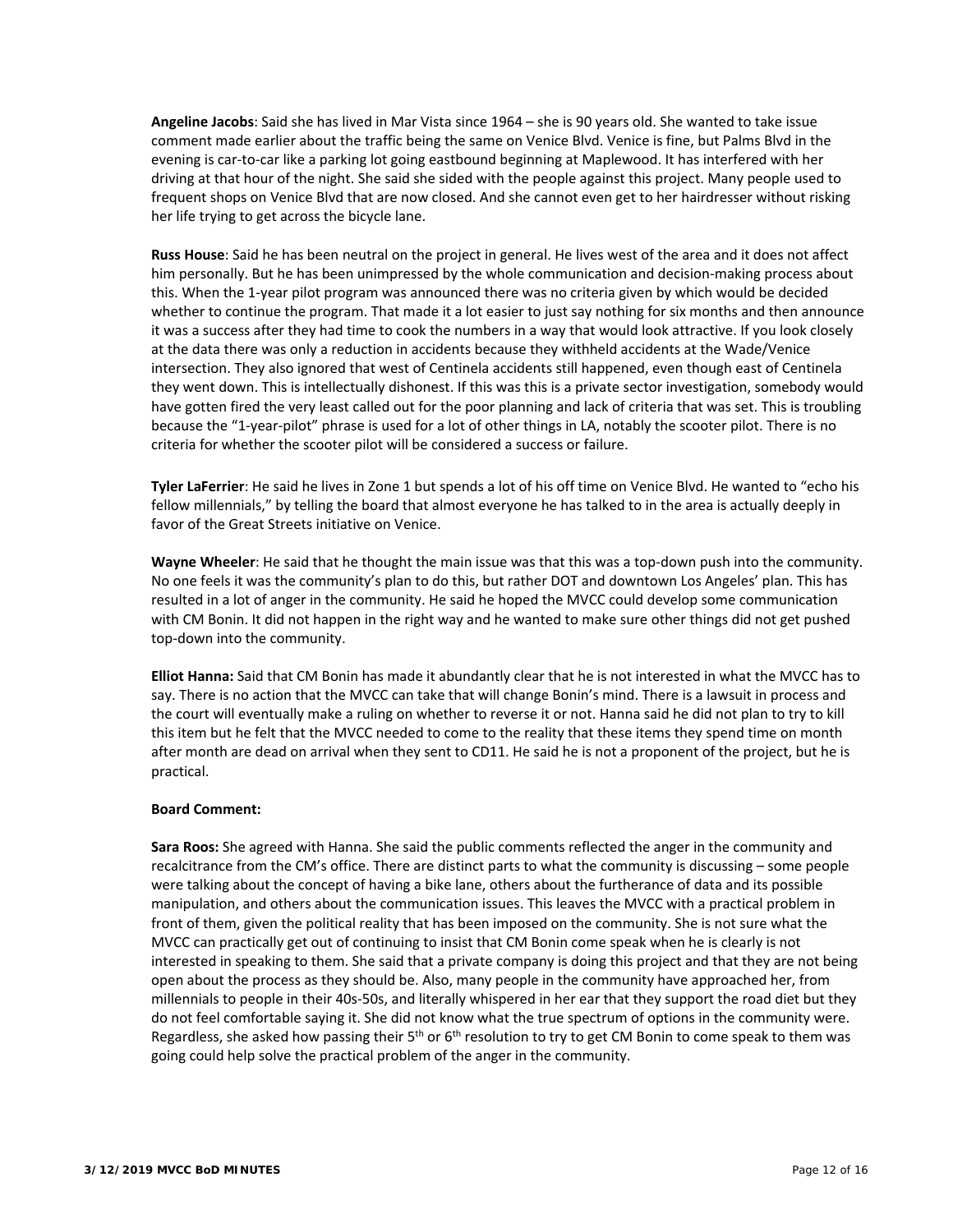**Angeline Jacobs**: Said she has lived in Mar Vista since 1964 – she is 90 years old. She wanted to take issue comment made earlier about the traffic being the same on Venice Blvd. Venice is fine, but Palms Blvd in the evening is car-to-car like a parking lot going eastbound beginning at Maplewood. It has interfered with her driving at that hour of the night. She said she sided with the people against this project. Many people used to frequent shops on Venice Blvd that are now closed. And she cannot even get to her hairdresser without risking her life trying to get across the bicycle lane.

**Russ House**: Said he has been neutral on the project in general. He lives west of the area and it does not affect him personally. But he has been unimpressed by the whole communication and decision-making process about this. When the 1-year pilot program was announced there was no criteria given by which would be decided whether to continue the program. That made it a lot easier to just say nothing for six months and then announce it was a success after they had time to cook the numbers in a way that would look attractive. If you look closely at the data there was only a reduction in accidents because they withheld accidents at the Wade/Venice intersection. They also ignored that west of Centinela accidents still happened, even though east of Centinela they went down. This is intellectually dishonest. If this was this is a private sector investigation, somebody would have gotten fired the very least called out for the poor planning and lack of criteria that was set. This is troubling because the "1-year-pilot" phrase is used for a lot of other things in LA, notably the scooter pilot. There is no criteria for whether the scooter pilot will be considered a success or failure.

**Tyler LaFerrier**: He said he lives in Zone 1 but spends a lot of his off time on Venice Blvd. He wanted to "echo his fellow millennials," by telling the board that almost everyone he has talked to in the area is actually deeply in favor of the Great Streets initiative on Venice.

**Wayne Wheeler**: He said that he thought the main issue was that this was a top-down push into the community. No one feels it was the community's plan to do this, but rather DOT and downtown Los Angeles' plan. This has resulted in a lot of anger in the community. He said he hoped the MVCC could develop some communication with CM Bonin. It did not happen in the right way and he wanted to make sure other things did not get pushed top-down into the community.

**Elliot Hanna:** Said that CM Bonin has made it abundantly clear that he is not interested in what the MVCC has to say. There is no action that the MVCC can take that will change Bonin's mind. There is a lawsuit in process and the court will eventually make a ruling on whether to reverse it or not. Hanna said he did not plan to try to kill this item but he felt that the MVCC needed to come to the reality that these items they spend time on month after month are dead on arrival when they sent to CD11. He said he is not a proponent of the project, but he is practical.

**Board Comment:**

**Sara Roos:** She agreed with Hanna. She said the public comments reflected the anger in the community and recalcitrance from the CM's office. There are distinct parts to what the community is discussing – some people were talking about the concept of having a bike lane, others about the furtherance of data and its possible manipulation, and others about the communication issues. This leaves the MVCC with a practical problem in front of them, given the political reality that has been imposed on the community. She is not sure what the MVCC can practically get out of continuing to insist that CM Bonin come speak when he is clearly is not interested in speaking to them. She said that a private company is doing this project and that they are not being open about the process as they should be. Also, many people in the community have approached her, from millennials to people in their 40s-50s, and literally whispered in her ear that they support the road diet but they do not feel comfortable saying it. She did not know what the true spectrum of options in the community were. Regardless, she asked how passing their 5th or 6th resolution to try to get CM Bonin to come speak to them was going could help solve the practical problem of the anger in the community.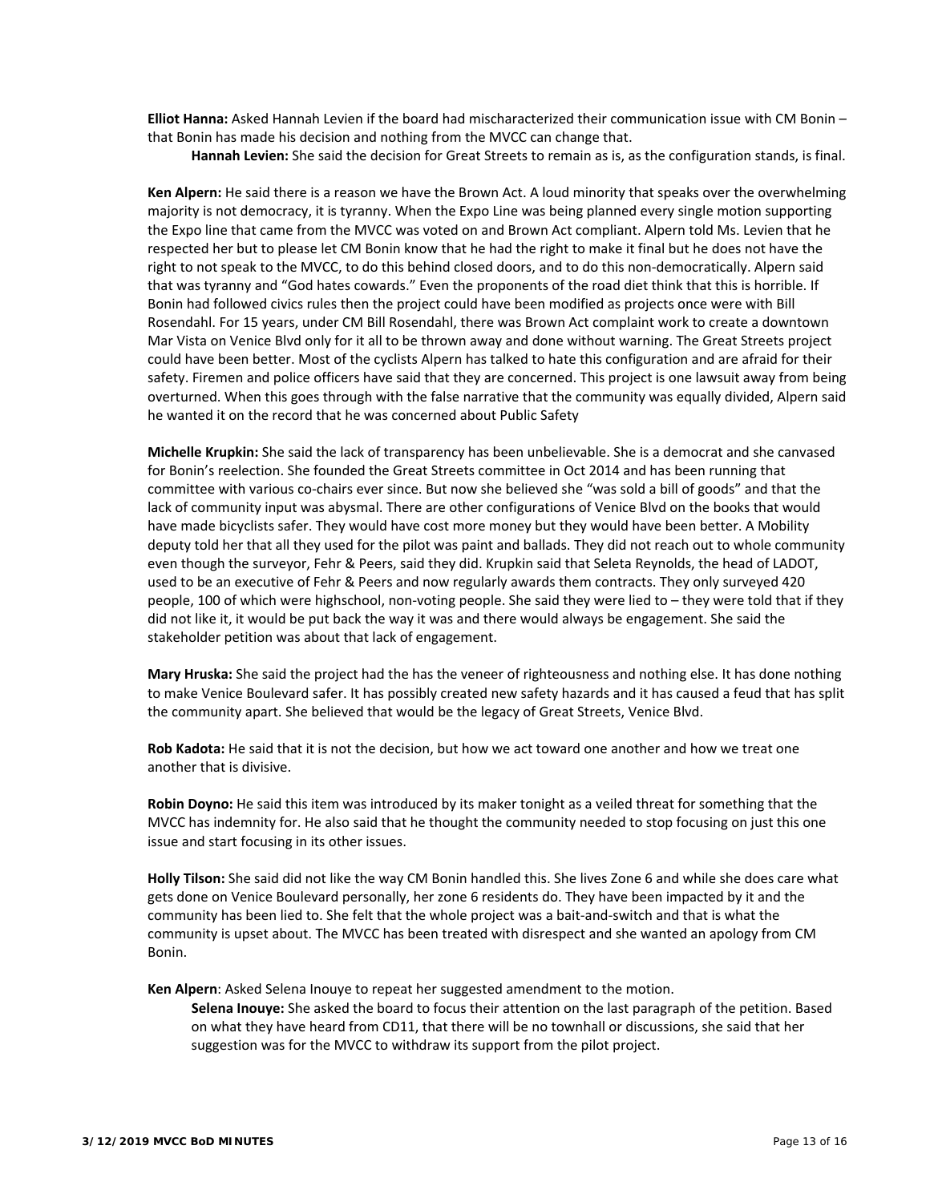**Elliot Hanna:** Asked Hannah Levien if the board had mischaracterized their communication issue with CM Bonin – that Bonin has made his decision and nothing from the MVCC can change that.

> **Hannah Levien:** She said the decision for Great Streets to remain as is, as the configuration stands, is final.

**Ken Alpern:** He said there is a reason we have the Brown Act. A loud minority that speaks over the overwhelming majority is not democracy, it is tyranny. When the Expo Line was being planned every single motion supporting the Expo line that came from the MVCC was voted on and Brown Act compliant. Alpern told Ms. Levien that he respected her but to please let CM Bonin know that he had the right to make it final but he does not have the right to not speak to the MVCC, to do this behind closed doors, and to do this non-democratically. Alpern said that was tyranny and "God hates cowards." Even the proponents of the road diet think that this is horrible. If Bonin had followed civics rules then the project could have been modified as projects once were with Bill Rosendahl. For 15 years, under CM Bill Rosendahl, there was Brown Act complaint work to create a downtown Mar Vista on Venice Blvd only for it all to be thrown away and done without warning. The Great Streets project could have been better. Most of the cyclists Alpern has talked to hate this configuration and are afraid for their safety. Firemen and police officers have said that they are concerned. This project is one lawsuit away from being overturned. When this goes through with the false narrative that the community was equally divided, Alpern said he wanted it on the record that he was concerned about Public Safety

**Michelle Krupkin:** She said the lack of transparency has been unbelievable. She is a democrat and she canvased for Bonin's reelection. She founded the Great Streets committee in Oct 2014 and has been running that committee with various co-chairs ever since. But now she believed she "was sold a bill of goods" and that the lack of community input was abysmal. There are other configurations of Venice Blvd on the books that would have made bicyclists safer. They would have cost more money but they would have been better. A Mobility deputy told her that all they used for the pilot was paint and ballads. They did not reach out to whole community even though the surveyor, Fehr & Peers, said they did. Krupkin said that Seleta Reynolds, the head of LADOT, used to be an executive of Fehr & Peers and now regularly awards them contracts. They only surveyed 420 people, 100 of which were highschool, non-voting people. She said they were lied to – they were told that if they did not like it, it would be put back the way it was and there would always be engagement. She said the stakeholder petition was about that lack of engagement.

**Mary Hruska:** She said the project had the has the veneer of righteousness and nothing else. It has done nothing to make Venice Boulevard safer. It has possibly created new safety hazards and it has caused a feud that has split the community apart. She believed that would be the legacy of Great Streets, Venice Blvd.

**Rob Kadota:** He said that it is not the decision, but how we act toward one another and how we treat one another that is divisive.

**Robin Doyno:** He said this item was introduced by its maker tonight as a veiled threat for something that the MVCC has indemnity for. He also said that he thought the community needed to stop focusing on just this one issue and start focusing in its other issues.

**Holly Tilson:** She said did not like the way CM Bonin handled this. She lives Zone 6 and while she does care what gets done on Venice Boulevard personally, her zone 6 residents do. They have been impacted by it and the community has been lied to. She felt that the whole project was a bait-and-switch and that is what the community is upset about. The MVCC has been treated with disrespect and she wanted an apology from CM Bonin.

**Ken Alpern**: Asked Selena Inouye to repeat her suggested amendment to the motion.

> **Selena Inouye:** She asked the board to focus their attention on the last paragraph of the petition. Based on what they have heard from CD11, that there will be no townhall or discussions, she said that her suggestion was for the MVCC to withdraw its support from the pilot project.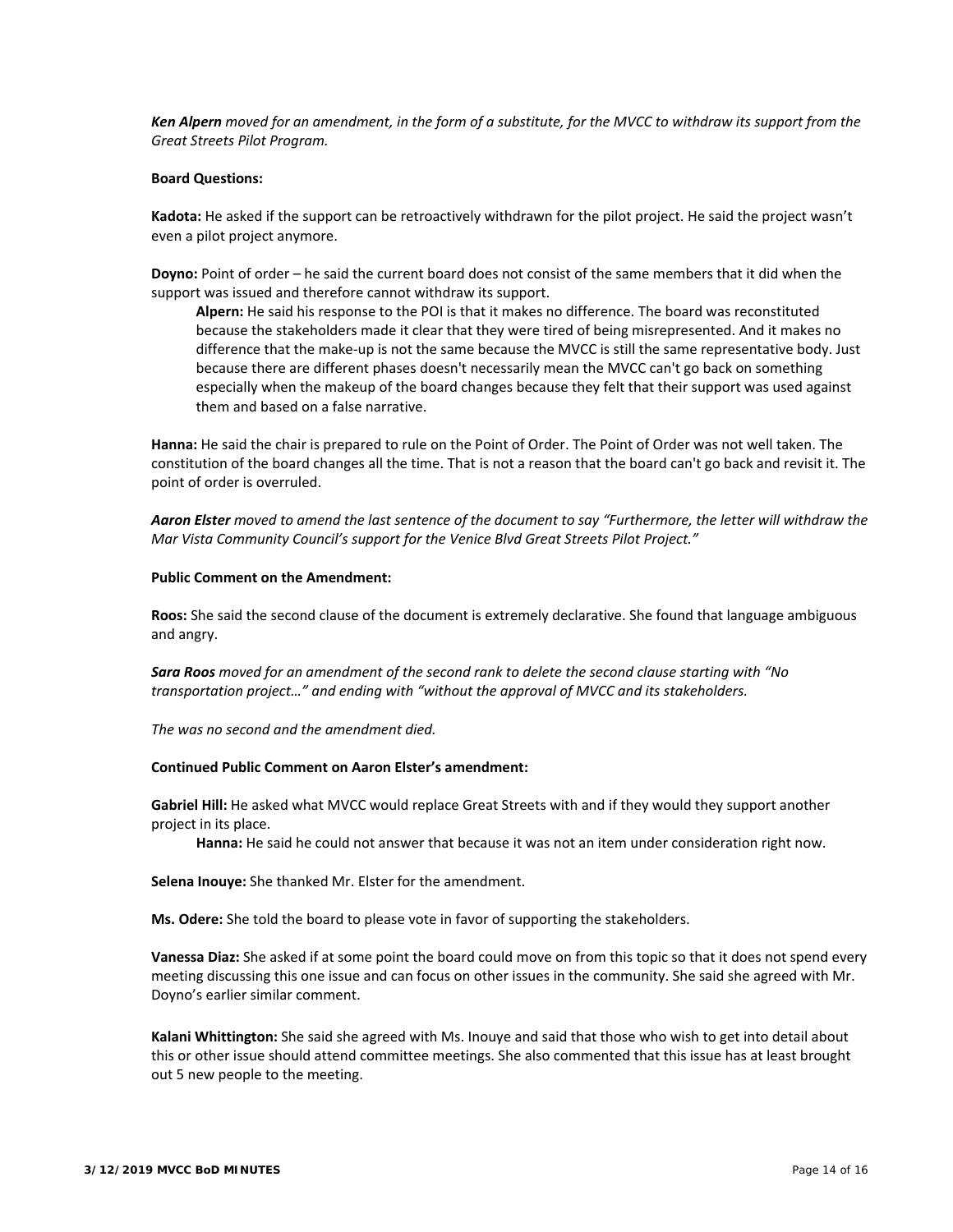***Ken Alpern** moved for an amendment, in the form of a substitute, for the MVCC to withdraw its support from the Great Streets Pilot Program.*

**Board Questions:**

**Kadota:** He asked if the support can be retroactively withdrawn for the pilot project. He said the project wasn't even a pilot project anymore.

**Doyno:** Point of order – he said the current board does not consist of the same members that it did when the support was issued and therefore cannot withdraw its support.

> **Alpern:** He said his response to the POI is that it makes no difference. The board was reconstituted because the stakeholders made it clear that they were tired of being misrepresented. And it makes no difference that the make-up is not the same because the MVCC is still the same representative body. Just because there are different phases doesn't necessarily mean the MVCC can't go back on something especially when the makeup of the board changes because they felt that their support was used against them and based on a false narrative.

**Hanna:** He said the chair is prepared to rule on the Point of Order. The Point of Order was not well taken. The constitution of the board changes all the time. That is not a reason that the board can't go back and revisit it. The point of order is overruled.

***Aaron Elster** moved to amend the last sentence of the document to say "Furthermore, the letter will withdraw the Mar Vista Community Council's support for the Venice Blvd Great Streets Pilot Project."*

**Public Comment on the Amendment:**

**Roos:** She said the second clause of the document is extremely declarative. She found that language ambiguous and angry.

***Sara Roos** moved for an amendment of the second rank to delete the second clause starting with "No transportation project…" and ending with "without the approval of MVCC and its stakeholders.*

*The was no second and the amendment died.*

**Continued Public Comment on Aaron Elster's amendment:**

**Gabriel Hill:** He asked what MVCC would replace Great Streets with and if they would they support another project in its place.

> **Hanna:** He said he could not answer that because it was not an item under consideration right now.

**Selena Inouye:** She thanked Mr. Elster for the amendment.

**Ms. Odere:** She told the board to please vote in favor of supporting the stakeholders.

**Vanessa Diaz:** She asked if at some point the board could move on from this topic so that it does not spend every meeting discussing this one issue and can focus on other issues in the community. She said she agreed with Mr. Doyno's earlier similar comment.

**Kalani Whittington:** She said she agreed with Ms. Inouye and said that those who wish to get into detail about this or other issue should attend committee meetings. She also commented that this issue has at least brought out 5 new people to the meeting.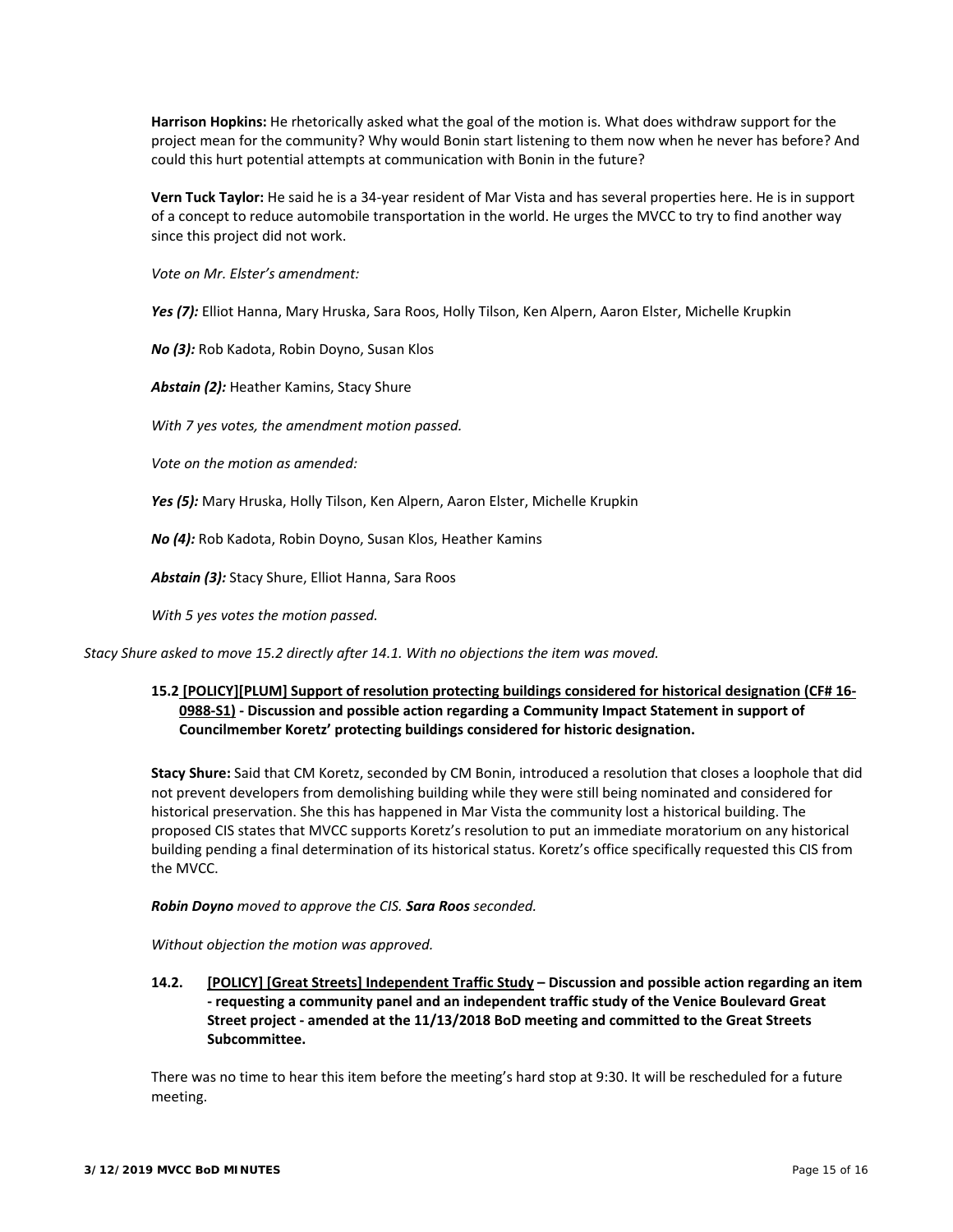**Harrison Hopkins:** He rhetorically asked what the goal of the motion is. What does withdraw support for the project mean for the community? Why would Bonin start listening to them now when he never has before? And could this hurt potential attempts at communication with Bonin in the future?

**Vern Tuck Taylor:** He said he is a 34-year resident of Mar Vista and has several properties here. He is in support of a concept to reduce automobile transportation in the world. He urges the MVCC to try to find another way since this project did not work.

*Vote on Mr. Elster's amendment:*

***Yes (7):*** Elliot Hanna, Mary Hruska, Sara Roos, Holly Tilson, Ken Alpern, Aaron Elster, Michelle Krupkin

***No (3):*** Rob Kadota, Robin Doyno, Susan Klos

***Abstain (2):*** Heather Kamins, Stacy Shure

*With 7 yes votes, the amendment motion passed.*

*Vote on the motion as amended:*

***Yes (5):*** Mary Hruska, Holly Tilson, Ken Alpern, Aaron Elster, Michelle Krupkin

***No (4):*** Rob Kadota, Robin Doyno, Susan Klos, Heather Kamins

***Abstain (3):*** Stacy Shure, Elliot Hanna, Sara Roos

*With 5 yes votes the motion passed.*

*Stacy Shure asked to move 15.2 directly after 14.1. With no objections the item was moved.*

**15.2 [POLICY][PLUM] Support of resolution protecting buildings considered for historical designation (CF# 16-0988-S1) - Discussion and possible action regarding a Community Impact Statement in support of Councilmember Koretz' protecting buildings considered for historic designation.**

**Stacy Shure:** Said that CM Koretz, seconded by CM Bonin, introduced a resolution that closes a loophole that did not prevent developers from demolishing building while they were still being nominated and considered for historical preservation. She this has happened in Mar Vista the community lost a historical building. The proposed CIS states that MVCC supports Koretz's resolution to put an immediate moratorium on any historical building pending a final determination of its historical status. Koretz's office specifically requested this CIS from the MVCC.

***Robin Doyno*** *moved to approve the CIS.* ***Sara Roos*** *seconded.*

*Without objection the motion was approved.*

**14.2. [POLICY] [Great Streets] Independent Traffic Study – Discussion and possible action regarding an item - requesting a community panel and an independent traffic study of the Venice Boulevard Great Street project - amended at the 11/13/2018 BoD meeting and committed to the Great Streets Subcommittee.**

There was no time to hear this item before the meeting's hard stop at 9:30. It will be rescheduled for a future meeting.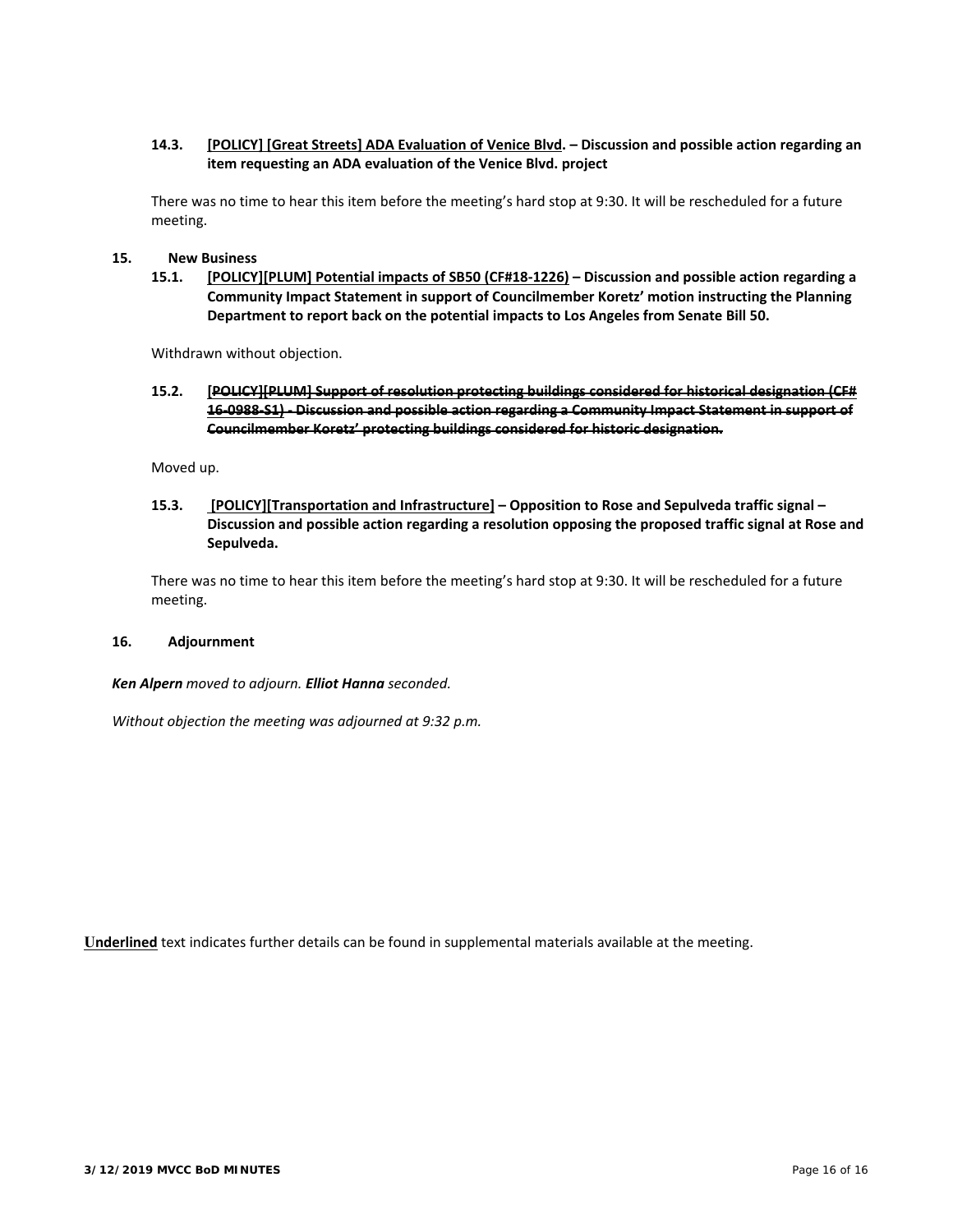**14.3. <u>[POLICY] [Great Streets] ADA Evaluation of Venice Blvd</u>. – Discussion and possible action regarding an item requesting an ADA evaluation of the Venice Blvd. project**

There was no time to hear this item before the meeting's hard stop at 9:30. It will be rescheduled for a future meeting.

**15. New Business**

**15.1. <u>[POLICY][PLUM] Potential impacts of SB50 (CF#18-1226)</u> – Discussion and possible action regarding a Community Impact Statement in support of Councilmember Koretz' motion instructing the Planning Department to report back on the potential impacts to Los Angeles from Senate Bill 50.**

Withdrawn without objection.

**15.2. ~~<u>[POLICY][PLUM] Support of resolution protecting buildings considered for historical designation (CF# 16-0988-S1)</u> - Discussion and possible action regarding a Community Impact Statement in support of Councilmember Koretz' protecting buildings considered for historic designation.~~**

Moved up.

**15.3. <u>[POLICY][Transportation and Infrastructure]</u> – Opposition to Rose and Sepulveda traffic signal – Discussion and possible action regarding a resolution opposing the proposed traffic signal at Rose and Sepulveda.**

There was no time to hear this item before the meeting's hard stop at 9:30. It will be rescheduled for a future meeting.

**16. Adjournment**

***Ken Alpern*** *moved to adjourn.* ***Elliot Hanna*** *seconded.*

*Without objection the meeting was adjourned at 9:32 p.m.*

**<u>Underlined</u>** text indicates further details can be found in supplemental materials available at the meeting.